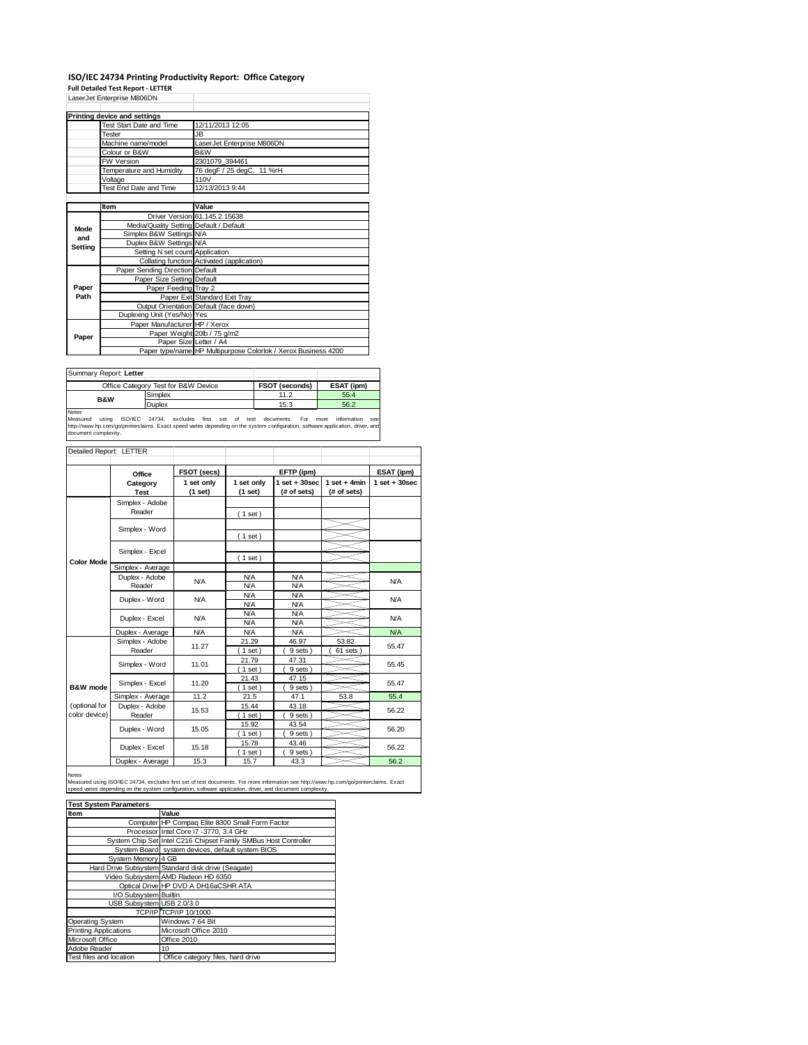# ISO/IEC 24734 Printing Productivity Report: Office Category

**Full Detailed Test Report - LETTER**

LaserJet Enterprise M806DN

| Printing device and settings | |
|---|---|
| Test Start Date and Time | 12/11/2013 12:05 |
| Tester | JB |
| Machine name/model | LaserJet Enterprise M806DN |
| Colour or B&W | B&W |
| FW Version | 2301079_394461 |
| Temperature and Humidity | 76 degF / 25 degC, 11 %rH |
| Voltage | 110V |
| Test End Date and Time | 12/13/2013 9:44 |

| | Item | Value |
|---|---|---|
| Mode and Setting | Driver Version | 61.145.2.15638 |
| | Media/Quality Setting | Default / Default |
| | Simplex B&W Settings | N/A |
| | Duplex B&W Settings | N/A |
| | Setting N set count | Application |
| | Collating function | Activated (application) |
| Paper Path | Paper Sending Direction | Default |
| | Paper Size Setting | Default |
| | Paper Feeding | Tray 2 |
| | Paper Exit | Standard Exit Tray |
| | Output Orientation | Default (face down) |
| | Duplexing Unit (Yes/No) | Yes |
| Paper | Paper Manufacturer | HP / Xerox |
| | Paper Weight | 20lb / 75 g/m2 |
| | Paper Size | Letter / A4 |
| | Paper type/name | HP Multipurpose Colorlok / Xerox Business 4200 |

Summary Report: **Letter**

| Office Category Test for B&W Device | | FSOT (seconds) | ESAT (ipm) |
|---|---|---|---|
| B&W | Simplex | 11.2 | 55.4 |
| | Duplex | 15.3 | 56.2 |

Notes
Measured using ISO/IEC 24734, excludes first set of test documents. For more information see http://www.hp.com/go/printerclaims. Exact speed varies depending on the system configuration, software application, driver, and document complexity.

Detailed Report: LETTER

| | Office Category Test | FSOT (secs) 1 set only (1 set) | EFTP (ipm) 1 set only (1 set) | EFTP (ipm) 1 set + 30sec (# of sets) | EFTP (ipm) 1 set + 4min (# of sets) | ESAT (ipm) 1 set + 30sec |
|---|---|---|---|---|---|---|
| Color Mode | Simplex - Adobe Reader | | ( 1 set ) | | | |
| | Simplex - Word | | ( 1 set ) | | | |
| | Simplex - Excel | | ( 1 set ) | | | |
| | Simplex - Average | | | | | |
| | Duplex - Adobe Reader | N/A | N/A<br>N/A | N/A<br>N/A | | N/A |
| | Duplex - Word | N/A | N/A<br>N/A | N/A<br>N/A | | N/A |
| | Duplex - Excel | N/A | N/A<br>N/A | N/A<br>N/A | | N/A |
| | Duplex - Average | N/A | N/A | N/A | | N/A |
| B&W mode (optional for color device) | Simplex - Adobe Reader | 11.27 | 21.29<br>( 1 set ) | 46.97<br>( 9 sets ) | 53.82<br>( 61 sets ) | 55.47 |
| | Simplex - Word | 11.01 | 21.79<br>( 1 set ) | 47.31<br>( 9 sets ) | | 55.45 |
| | Simplex - Excel | 11.20 | 21.43<br>( 1 set ) | 47.15<br>( 9 sets ) | | 55.47 |
| | Simplex - Average | 11.2 | 21.5 | 47.1 | 53.8 | 55.4 |
| | Duplex - Adobe Reader | 15.53 | 15.44<br>( 1 set ) | 43.18<br>( 9 sets ) | | 56.22 |
| | Duplex - Word | 15.05 | 15.92<br>( 1 set ) | 43.54<br>( 9 sets ) | | 56.20 |
| | Duplex - Excel | 15.18 | 15.78<br>( 1 set ) | 43.46<br>( 9 sets ) | | 56.22 |
| | Duplex - Average | 15.3 | 15.7 | 43.3 | | 56.2 |

Notes
Measured using ISO/IEC 24734, excludes first set of test documents. For more information see http://www.hp.com/go/printerclaims. Exact speed varies depending on the system configuration, software application, driver, and document complexity.

| Test System Parameters | |
|---|---|
| **Item** | **Value** |
| Computer | HP Compaq Elite 8300 Small Form Factor |
| Processor | Intel Core i7 -3770, 3.4 GHz |
| System Chip Set | Intel C216 Chipset Family SMBus Host Controller |
| System Board | system devices, default system BIOS |
| System Memory | 4 GB |
| Hard Drive Subsystem | Standard disk drive (Seagate) |
| Video Subsystem | AMD Radeon HD 6350 |
| Optical Drive | HP DVD A DH16aCSHR ATA |
| I/O Subsystem | Builtin |
| USB Subsystem | USB 2.0/3.0 |
| TCP/IP | TCP/IP 10/1000 |
| Operating System | Windows 7 64 Bit |
| Printing Applications | Microsoft Office 2010 |
| Microsoft Office | Office 2010 |
| Adobe Reader | 10 |
| Test files and location | Office category files, hard drive |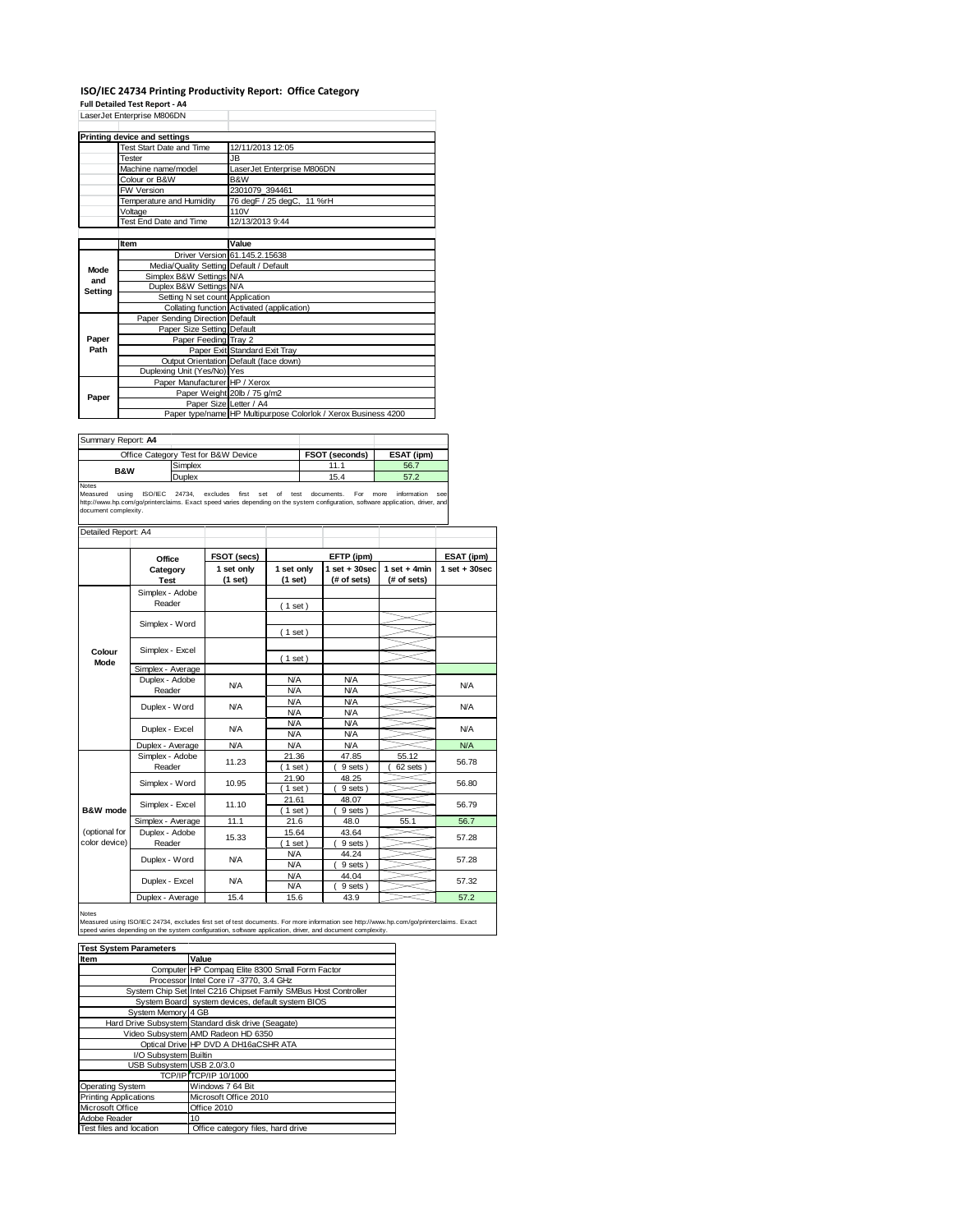# ISO/IEC 24734 Printing Productivity Report: Office Category

**Full Detailed Test Report - A4**

LaserJet Enterprise M806DN

| | | |
|---|---|---|
| **Printing device and settings** | | |
| | Test Start Date and Time | 12/11/2013 12:05 |
| | Tester | JB |
| | Machine name/model | LaserJet Enterprise M806DN |
| | Colour or B&W | B&W |
| | FW Version | 2301079_394461 |
| | Temperature and Humidity | 76 degF / 25 degC, 11 %rH |
| | Voltage | 110V |
| | Test End Date and Time | 12/13/2013 9:44 |

| | Item | Value |
|---|---|---|
| Mode and Setting | Driver Version | 61.145.2.15638 |
| | Media/Quality Setting | Default / Default |
| | Simplex B&W Settings | N/A |
| | Duplex B&W Settings | N/A |
| | Setting N set count | Application |
| | Collating function | Activated (application) |
| Paper Path | Paper Sending Direction | Default |
| | Paper Size Setting | Default |
| | Paper Feeding | Tray 2 |
| | Paper Exit | Standard Exit Tray |
| | Output Orientation | Default (face down) |
| | Duplexing Unit (Yes/No) | Yes |
| Paper | Paper Manufacturer | HP / Xerox |
| | Paper Weight | 20lb / 75 g/m2 |
| | Paper Size | Letter / A4 |
| | Paper type/name | HP Multipurpose Colorlok / Xerox Business 4200 |

Summary Report: **A4**

| Office Category Test for B&W Device | | FSOT (seconds) | ESAT (ipm) |
|---|---|---|---|
| B&W | Simplex | 11.1 | 56.7 |
| | Duplex | 15.4 | 57.2 |

Notes
Measured using ISO/IEC 24734, excludes first set of test documents. For more information see http://www.hp.com/go/printerclaims. Exact speed varies depending on the system configuration, software application, driver, and document complexity.

Detailed Report: A4

| | Office Category Test | FSOT (secs) 1 set only (1 set) | EFTP (ipm) 1 set only (1 set) | EFTP (ipm) 1 set + 30sec (# of sets) | EFTP (ipm) 1 set + 4min (# of sets) | ESAT (ipm) 1 set + 30sec |
|---|---|---|---|---|---|---|
| Colour Mode | Simplex - Adobe Reader | | ( 1 set ) | | | |
| | Simplex - Word | | ( 1 set ) | | | |
| | Simplex - Excel | | ( 1 set ) | | | |
| | Simplex - Average | | | | | |
| | Duplex - Adobe Reader | N/A | N/A<br>N/A | N/A<br>N/A | | N/A |
| | Duplex - Word | N/A | N/A<br>N/A | N/A<br>N/A | | N/A |
| | Duplex - Excel | N/A | N/A<br>N/A | N/A<br>N/A | | N/A |
| | Duplex - Average | N/A | N/A | N/A | | N/A |
| B&W mode (optional for color device) | Simplex - Adobe Reader | 11.23 | 21.36<br>( 1 set ) | 47.85<br>( 9 sets ) | 55.12<br>( 62 sets ) | 56.78 |
| | Simplex - Word | 10.95 | 21.90<br>( 1 set ) | 48.25<br>( 9 sets ) | | 56.80 |
| | Simplex - Excel | 11.10 | 21.61<br>( 1 set ) | 48.07<br>( 9 sets ) | | 56.79 |
| | Simplex - Average | 11.1 | 21.6 | 48.0 | 55.1 | 56.7 |
| | Duplex - Adobe Reader | 15.33 | 15.64<br>( 1 set ) | 43.64<br>( 9 sets ) | | 57.28 |
| | Duplex - Word | N/A | N/A<br>N/A | 44.24<br>( 9 sets ) | | 57.28 |
| | Duplex - Excel | N/A | N/A<br>N/A | 44.04<br>( 9 sets ) | | 57.32 |
| | Duplex - Average | 15.4 | 15.6 | 43.9 | | 57.2 |

Notes
Measured using ISO/IEC 24734, excludes first set of test documents. For more information see http://www.hp.com/go/printerclaims. Exact speed varies depending on the system configuration, software application, driver, and document complexity.

| Test System Parameters | |
|---|---|
| **Item** | **Value** |
| Computer | HP Compaq Elite 8300 Small Form Factor |
| Processor | Intel Core i7 -3770, 3.4 GHz |
| System Chip Set | Intel C216 Chipset Family SMBus Host Controller |
| System Board | system devices, default system BIOS |
| System Memory | 4 GB |
| Hard Drive Subsystem | Standard disk drive (Seagate) |
| Video Subsystem | AMD Radeon HD 6350 |
| Optical Drive | HP DVD A DH16aCSHR ATA |
| I/O Subsystem | Builtin |
| USB Subsystem | USB 2.0/3.0 |
| TCP/IP | TCP/IP 10/1000 |
| Operating System | Windows 7 64 Bit |
| Printing Applications | Microsoft Office 2010 |
| Microsoft Office | Office 2010 |
| Adobe Reader | 10 |
| Test files and location | Office category files, hard drive |